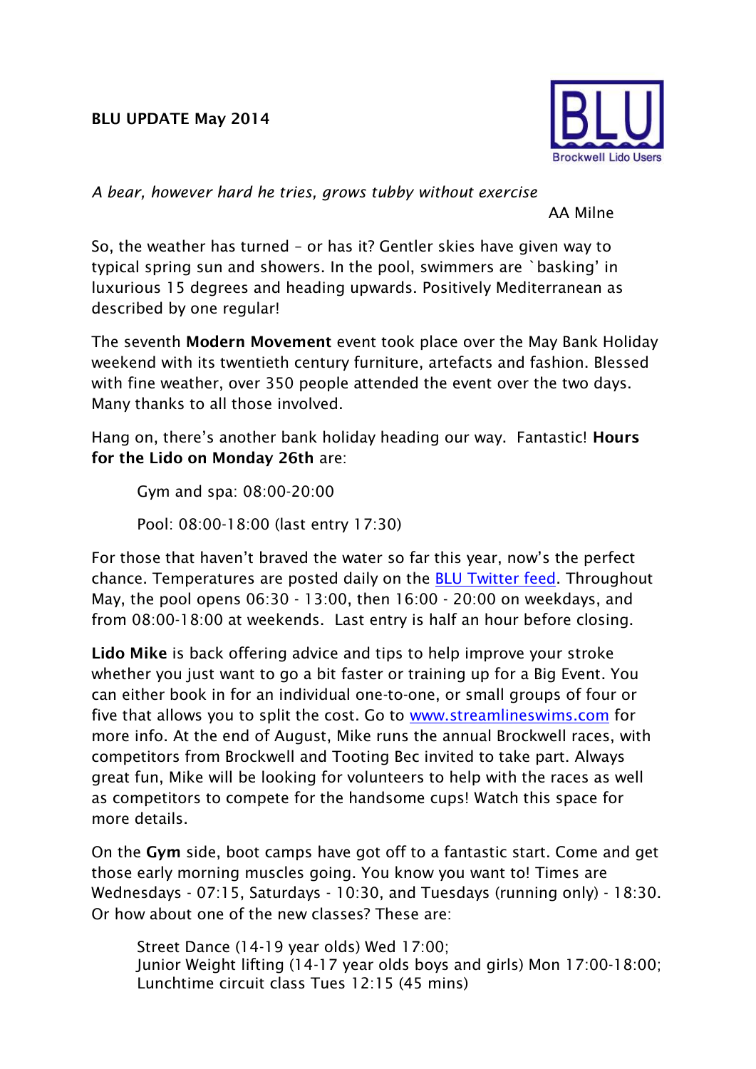**BLU UPDATE May 2014**

*A bear, however hard he tries, grows tubby without exercise*

AA Milne

So, the weather has turned – or has it? Gentler skies have given way to typical spring sun and showers. In the pool, swimmers are `basking' in luxurious 15 degrees and heading upwards. Positively Mediterranean as described by one regular!

The seventh **Modern Movement** event took place over the May Bank Holiday weekend with its twentieth century furniture, artefacts and fashion. Blessed with fine weather, over 350 people attended the event over the two days. Many thanks to all those involved.

Hang on, there's another bank holiday heading our way. Fantastic! **Hours for the Lido on Monday 26th** are:

Gym and spa: 08:00-20:00

Pool: 08:00-18:00 (last entry 17:30)

For those that haven't braved the water so far this year, now's the perfect chance. Temperatures are posted daily on the BLU Twitter feed. Throughout May, the pool opens 06:30 - 13:00, then 16:00 - 20:00 on weekdays, and from 08:00-18:00 at weekends. Last entry is half an hour before closing.

**Lido Mike** is back offering advice and tips to help improve your stroke whether you just want to go a bit faster or training up for a Big Event. You can either book in for an individual one-to-one, or small groups of four or five that allows you to split the cost. Go to www.streamlineswims.com for more info. At the end of August, Mike runs the annual Brockwell races, with competitors from Brockwell and Tooting Bec invited to take part. Always great fun, Mike will be looking for volunteers to help with the races as well as competitors to compete for the handsome cups! Watch this space for more details.

On the **Gym** side, boot camps have got off to a fantastic start. Come and get those early morning muscles going. You know you want to! Times are Wednesdays - 07:15, Saturdays - 10:30, and Tuesdays (running only) - 18:30. Or how about one of the new classes? These are:

Street Dance (14-19 year olds) Wed 17:00;
Junior Weight lifting (14-17 year olds boys and girls) Mon 17:00-18:00;
Lunchtime circuit class Tues 12:15 (45 mins)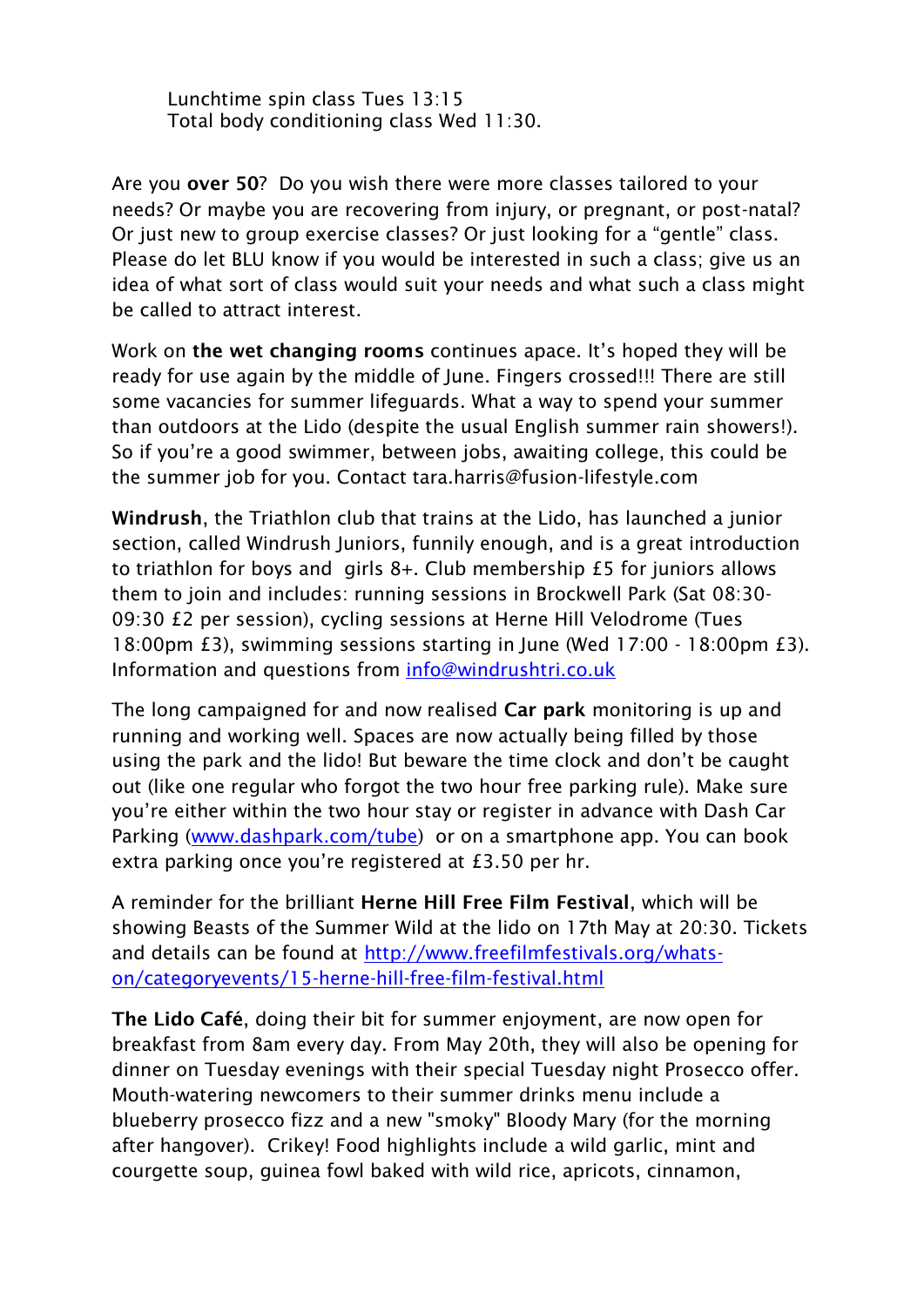Lunchtime spin class Tues 13:15
Total body conditioning class Wed 11:30.

Are you **over 50**? Do you wish there were more classes tailored to your needs? Or maybe you are recovering from injury, or pregnant, or post-natal? Or just new to group exercise classes? Or just looking for a "gentle" class. Please do let BLU know if you would be interested in such a class; give us an idea of what sort of class would suit your needs and what such a class might be called to attract interest.

Work on **the wet changing rooms** continues apace. It's hoped they will be ready for use again by the middle of June. Fingers crossed!!! There are still some vacancies for summer lifeguards. What a way to spend your summer than outdoors at the Lido (despite the usual English summer rain showers!). So if you're a good swimmer, between jobs, awaiting college, this could be the summer job for you. Contact tara.harris@fusion-lifestyle.com

**Windrush**, the Triathlon club that trains at the Lido, has launched a junior section, called Windrush Juniors, funnily enough, and is a great introduction to triathlon for boys and girls 8+. Club membership £5 for juniors allows them to join and includes: running sessions in Brockwell Park (Sat 08:30-09:30 £2 per session), cycling sessions at Herne Hill Velodrome (Tues 18:00pm £3), swimming sessions starting in June (Wed 17:00 - 18:00pm £3). Information and questions from [info@windrushtri.co.uk](mailto:info@windrushtri.co.uk)

The long campaigned for and now realised **Car park** monitoring is up and running and working well. Spaces are now actually being filled by those using the park and the lido! But beware the time clock and don't be caught out (like one regular who forgot the two hour free parking rule). Make sure you're either within the two hour stay or register in advance with Dash Car Parking ([www.dashpark.com/tube](http://www.dashpark.com/tube)) or on a smartphone app. You can book extra parking once you're registered at £3.50 per hr.

A reminder for the brilliant **Herne Hill Free Film Festival**, which will be showing Beasts of the Summer Wild at the lido on 17th May at 20:30. Tickets and details can be found at [http://www.freefilmfestivals.org/whats-on/categoryevents/15-herne-hill-free-film-festival.html](http://www.freefilmfestivals.org/whats-on/categoryevents/15-herne-hill-free-film-festival.html)

**The Lido Café**, doing their bit for summer enjoyment, are now open for breakfast from 8am every day. From May 20th, they will also be opening for dinner on Tuesday evenings with their special Tuesday night Prosecco offer. Mouth-watering newcomers to their summer drinks menu include a blueberry prosecco fizz and a new "smoky" Bloody Mary (for the morning after hangover). Crikey! Food highlights include a wild garlic, mint and courgette soup, guinea fowl baked with wild rice, apricots, cinnamon,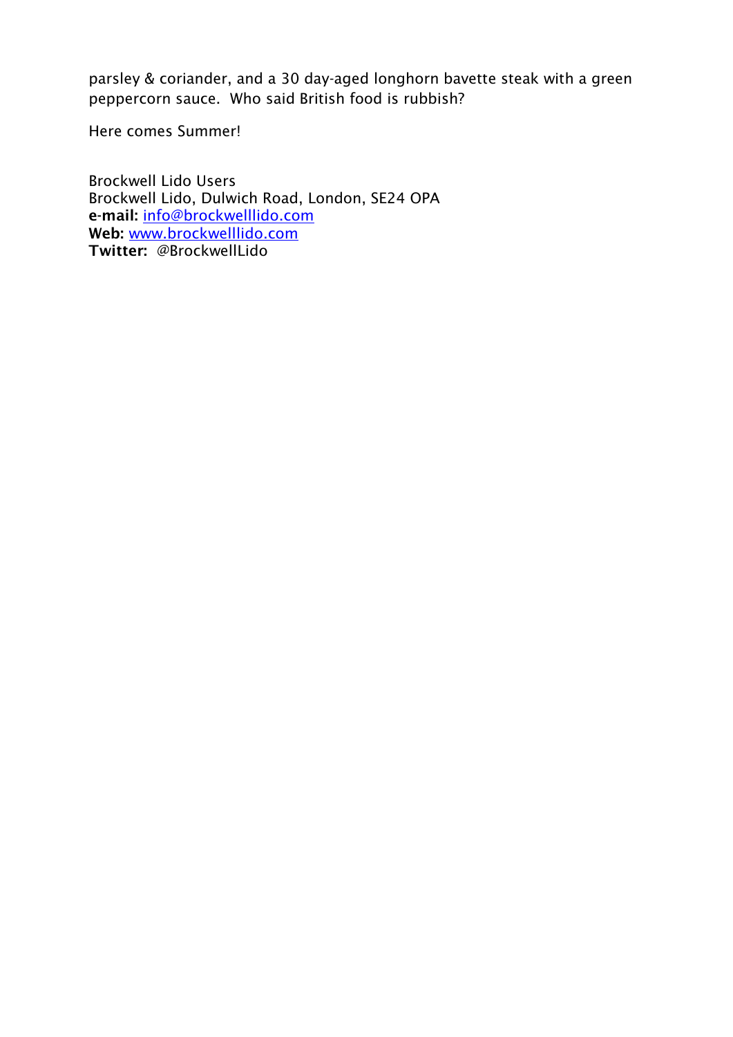parsley & coriander, and a 30 day-aged longhorn bavette steak with a green peppercorn sauce.  Who said British food is rubbish?

Here comes Summer!

Brockwell Lido Users  
Brockwell Lido, Dulwich Road, London, SE24 OPA  
**e-mail:** info@brockwelllido.com  
**Web:** www.brockwelllido.com  
**Twitter:**  @BrockwellLido